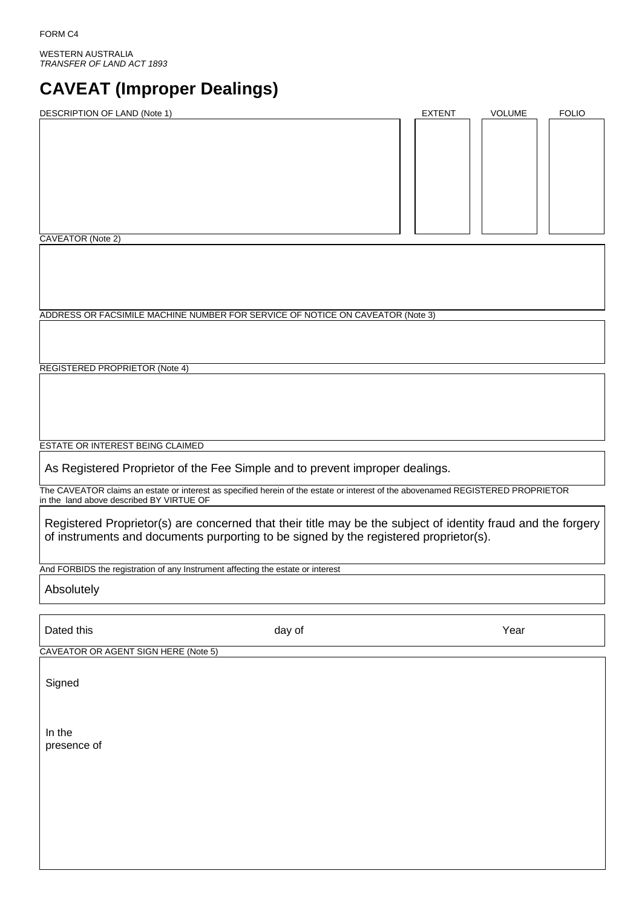FORM C4

WESTERN AUSTRALIA
*TRANSFER OF LAND ACT 1893*

# CAVEAT (Improper Dealings)

| DESCRIPTION OF LAND (Note 1) | EXTENT | VOLUME | FOLIO |
|---|---|---|---|
| | | | |

CAVEATOR (Note 2)

ADDRESS OR FACSIMILE MACHINE NUMBER FOR SERVICE OF NOTICE ON CAVEATOR (Note 3)

REGISTERED PROPRIETOR (Note 4)

ESTATE OR INTEREST BEING CLAIMED

As Registered Proprietor of the Fee Simple and to prevent improper dealings.

The CAVEATOR claims an estate or interest as specified herein of the estate or interest of the abovenamed REGISTERED PROPRIETOR in the land above described BY VIRTUE OF

Registered Proprietor(s) are concerned that their title may be the subject of identity fraud and the forgery of instruments and documents purporting to be signed by the registered proprietor(s).

And FORBIDS the registration of any Instrument affecting the estate or interest

Absolutely

Dated this day of Year

CAVEATOR OR AGENT SIGN HERE (Note 5)

Signed

In the presence of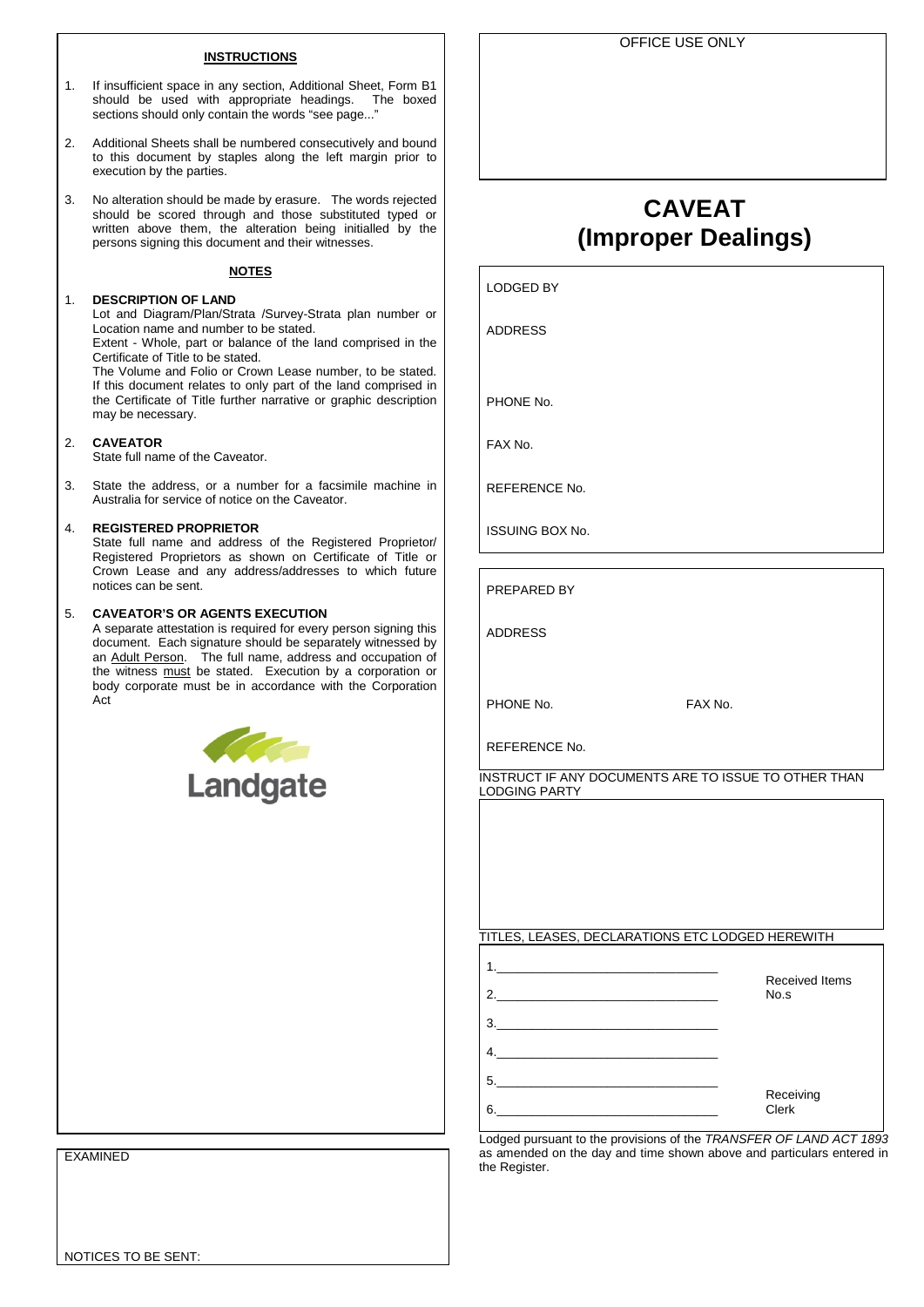## INSTRUCTIONS

1. If insufficient space in any section, Additional Sheet, Form B1 should be used with appropriate headings. The boxed sections should only contain the words "see page..."
2. Additional Sheets shall be numbered consecutively and bound to this document by staples along the left margin prior to execution by the parties.
3. No alteration should be made by erasure. The words rejected should be scored through and those substituted typed or written above them, the alteration being initialled by the persons signing this document and their witnesses.

## NOTES

1. **DESCRIPTION OF LAND**
   Lot and Diagram/Plan/Strata /Survey-Strata plan number or Location name and number to be stated.
   Extent - Whole, part or balance of the land comprised in the Certificate of Title to be stated.
   The Volume and Folio or Crown Lease number, to be stated.
   If this document relates to only part of the land comprised in the Certificate of Title further narrative or graphic description may be necessary.
2. **CAVEATOR**
   State full name of the Caveator.
3. State the address, or a number for a facsimile machine in Australia for service of notice on the Caveator.
4. **REGISTERED PROPRIETOR**
   State full name and address of the Registered Proprietor/ Registered Proprietors as shown on Certificate of Title or Crown Lease and any address/addresses to which future notices can be sent.
5. **CAVEATOR'S OR AGENTS EXECUTION**
   A separate attestation is required for every person signing this document. Each signature should be separately witnessed by an Adult Person. The full name, address and occupation of the witness must be stated. Execution by a corporation or body corporate must be in accordance with the Corporation Act

Landgate

EXAMINED

NOTICES TO BE SENT:

OFFICE USE ONLY

# CAVEAT (Improper Dealings)

LODGED BY

ADDRESS

PHONE No.

FAX No.

REFERENCE No.

ISSUING BOX No.

PREPARED BY

ADDRESS

PHONE No. FAX No.

REFERENCE No.

INSTRUCT IF ANY DOCUMENTS ARE TO ISSUE TO OTHER THAN LODGING PARTY

TITLES, LEASES, DECLARATIONS ETC LODGED HEREWITH

1.\_\_\_\_\_\_\_\_\_\_\_\_\_\_\_\_\_\_\_\_\_\_\_\_\_\_\_\_

2.\_\_\_\_\_\_\_\_\_\_\_\_\_\_\_\_\_\_\_\_\_\_\_\_\_\_\_\_ Received Items No.s

3.\_\_\_\_\_\_\_\_\_\_\_\_\_\_\_\_\_\_\_\_\_\_\_\_\_\_\_\_

4.\_\_\_\_\_\_\_\_\_\_\_\_\_\_\_\_\_\_\_\_\_\_\_\_\_\_\_\_

5.\_\_\_\_\_\_\_\_\_\_\_\_\_\_\_\_\_\_\_\_\_\_\_\_\_\_\_\_

6.\_\_\_\_\_\_\_\_\_\_\_\_\_\_\_\_\_\_\_\_\_\_\_\_\_\_\_\_ Receiving Clerk

Lodged pursuant to the provisions of the *TRANSFER OF LAND ACT 1893* as amended on the day and time shown above and particulars entered in the Register.